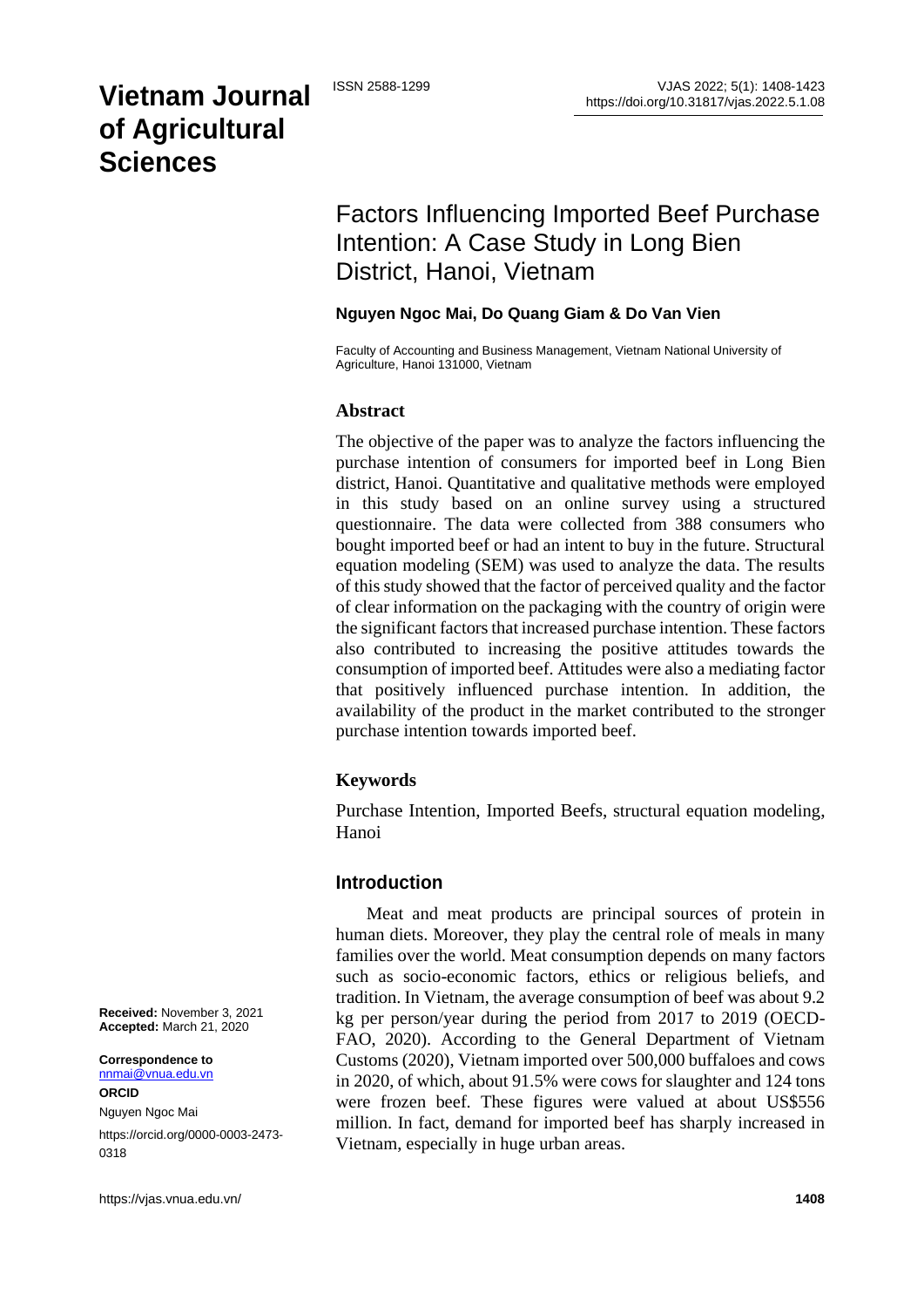# Vietnam Journal of Agricultural Sciences

ISSN 2588-1299

https://doi.org/10.31817/vjas.2022.5.1.08

## Factors Influencing Imported Beef Purchase Intention: A Case Study in Long Bien District, Hanoi, Vietnam

**Nguyen Ngoc Mai, Do Quang Giam & Do Van Vien**

Faculty of Accounting and Business Management, Vietnam National University of Agriculture, Hanoi 131000, Vietnam

### Abstract

The objective of the paper was to analyze the factors influencing the purchase intention of consumers for imported beef in Long Bien district, Hanoi. Quantitative and qualitative methods were employed in this study based on an online survey using a structured questionnaire. The data were collected from 388 consumers who bought imported beef or had an intent to buy in the future. Structural equation modeling (SEM) was used to analyze the data. The results of this study showed that the factor of perceived quality and the factor of clear information on the packaging with the country of origin were the significant factors that increased purchase intention. These factors also contributed to increasing the positive attitudes towards the consumption of imported beef. Attitudes were also a mediating factor that positively influenced purchase intention. In addition, the availability of the product in the market contributed to the stronger purchase intention towards imported beef.

### Keywords

Purchase Intention, Imported Beefs, structural equation modeling, Hanoi

**Received:** November 3, 2021
**Accepted:** March 21, 2020

**Correspondence to**
nnmai@vnua.edu.vn

**ORCID**
Nguyen Ngoc Mai
https://orcid.org/0000-0003-2473-0318

### Introduction

Meat and meat products are principal sources of protein in human diets. Moreover, they play the central role of meals in many families over the world. Meat consumption depends on many factors such as socio-economic factors, ethics or religious beliefs, and tradition. In Vietnam, the average consumption of beef was about 9.2 kg per person/year during the period from 2017 to 2019 (OECD-FAO, 2020). According to the General Department of Vietnam Customs (2020), Vietnam imported over 500,000 buffaloes and cows in 2020, of which, about 91.5% were cows for slaughter and 124 tons were frozen beef. These figures were valued at about US$556 million. In fact, demand for imported beef has sharply increased in Vietnam, especially in huge urban areas.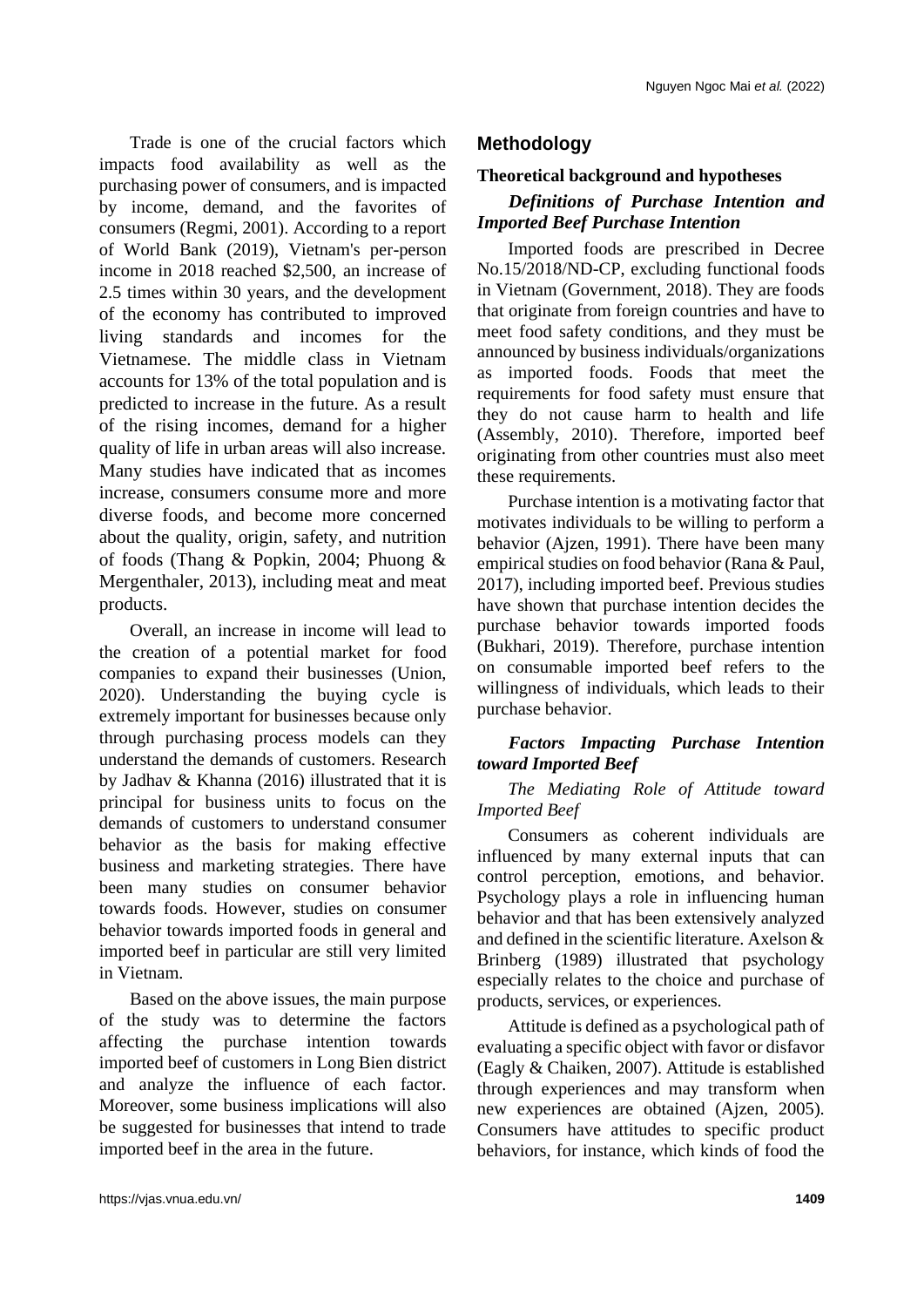Trade is one of the crucial factors which impacts food availability as well as the purchasing power of consumers, and is impacted by income, demand, and the favorites of consumers (Regmi, 2001). According to a report of World Bank (2019), Vietnam's per-person income in 2018 reached $2,500, an increase of 2.5 times within 30 years, and the development of the economy has contributed to improved living standards and incomes for the Vietnamese. The middle class in Vietnam accounts for 13% of the total population and is predicted to increase in the future. As a result of the rising incomes, demand for a higher quality of life in urban areas will also increase. Many studies have indicated that as incomes increase, consumers consume more and more diverse foods, and become more concerned about the quality, origin, safety, and nutrition of foods (Thang & Popkin, 2004; Phuong & Mergenthaler, 2013), including meat and meat products.

Overall, an increase in income will lead to the creation of a potential market for food companies to expand their businesses (Union, 2020). Understanding the buying cycle is extremely important for businesses because only through purchasing process models can they understand the demands of customers. Research by Jadhav & Khanna (2016) illustrated that it is principal for business units to focus on the demands of customers to understand consumer behavior as the basis for making effective business and marketing strategies. There have been many studies on consumer behavior towards foods. However, studies on consumer behavior towards imported foods in general and imported beef in particular are still very limited in Vietnam.

Based on the above issues, the main purpose of the study was to determine the factors affecting the purchase intention towards imported beef of customers in Long Bien district and analyze the influence of each factor. Moreover, some business implications will also be suggested for businesses that intend to trade imported beef in the area in the future.

## Methodology

### Theoretical background and hypotheses

#### *Definitions of Purchase Intention and Imported Beef Purchase Intention*

Imported foods are prescribed in Decree No.15/2018/ND-CP, excluding functional foods in Vietnam (Government, 2018). They are foods that originate from foreign countries and have to meet food safety conditions, and they must be announced by business individuals/organizations as imported foods. Foods that meet the requirements for food safety must ensure that they do not cause harm to health and life (Assembly, 2010). Therefore, imported beef originating from other countries must also meet these requirements.

Purchase intention is a motivating factor that motivates individuals to be willing to perform a behavior (Ajzen, 1991). There have been many empirical studies on food behavior (Rana & Paul, 2017), including imported beef. Previous studies have shown that purchase intention decides the purchase behavior towards imported foods (Bukhari, 2019). Therefore, purchase intention on consumable imported beef refers to the willingness of individuals, which leads to their purchase behavior.

#### *Factors Impacting Purchase Intention toward Imported Beef*

*The Mediating Role of Attitude toward Imported Beef*

Consumers as coherent individuals are influenced by many external inputs that can control perception, emotions, and behavior. Psychology plays a role in influencing human behavior and that has been extensively analyzed and defined in the scientific literature. Axelson & Brinberg (1989) illustrated that psychology especially relates to the choice and purchase of products, services, or experiences.

Attitude is defined as a psychological path of evaluating a specific object with favor or disfavor (Eagly & Chaiken, 2007). Attitude is established through experiences and may transform when new experiences are obtained (Ajzen, 2005). Consumers have attitudes to specific product behaviors, for instance, which kinds of food the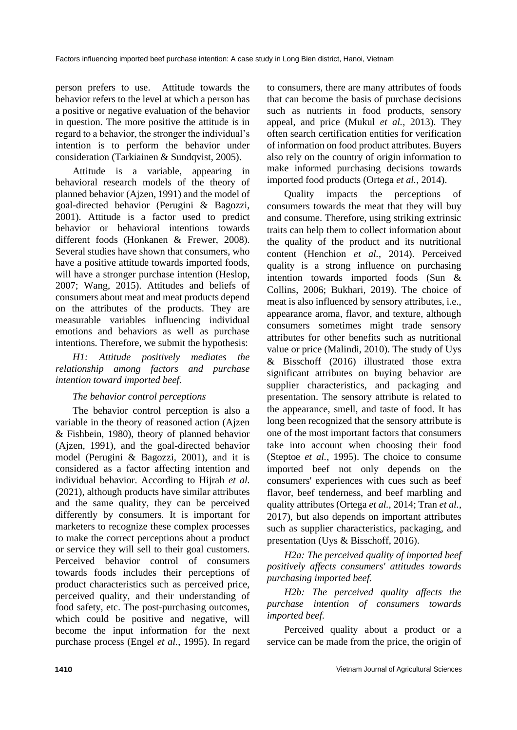person prefers to use. Attitude towards the behavior refers to the level at which a person has a positive or negative evaluation of the behavior in question. The more positive the attitude is in regard to a behavior, the stronger the individual's intention is to perform the behavior under consideration (Tarkiainen & Sundqvist, 2005).

Attitude is a variable, appearing in behavioral research models of the theory of planned behavior (Ajzen, 1991) and the model of goal-directed behavior (Perugini & Bagozzi, 2001). Attitude is a factor used to predict behavior or behavioral intentions towards different foods (Honkanen & Frewer, 2008). Several studies have shown that consumers, who have a positive attitude towards imported foods, will have a stronger purchase intention (Heslop, 2007; Wang, 2015). Attitudes and beliefs of consumers about meat and meat products depend on the attributes of the products. They are measurable variables influencing individual emotions and behaviors as well as purchase intentions. Therefore, we submit the hypothesis:

*H1: Attitude positively mediates the relationship among factors and purchase intention toward imported beef.*

*The behavior control perceptions*

The behavior control perception is also a variable in the theory of reasoned action (Ajzen & Fishbein, 1980), theory of planned behavior (Ajzen, 1991), and the goal-directed behavior model (Perugini & Bagozzi, 2001), and it is considered as a factor affecting intention and individual behavior. According to Hijrah *et al.* (2021), although products have similar attributes and the same quality, they can be perceived differently by consumers. It is important for marketers to recognize these complex processes to make the correct perceptions about a product or service they will sell to their goal customers. Perceived behavior control of consumers towards foods includes their perceptions of product characteristics such as perceived price, perceived quality, and their understanding of food safety, etc. The post-purchasing outcomes, which could be positive and negative, will become the input information for the next purchase process (Engel *et al.*, 1995). In regard to consumers, there are many attributes of foods that can become the basis of purchase decisions such as nutrients in food products, sensory appeal, and price (Mukul *et al.*, 2013). They often search certification entities for verification of information on food product attributes. Buyers also rely on the country of origin information to make informed purchasing decisions towards imported food products (Ortega *et al.*, 2014).

Quality impacts the perceptions of consumers towards the meat that they will buy and consume. Therefore, using striking extrinsic traits can help them to collect information about the quality of the product and its nutritional content (Henchion *et al.*, 2014). Perceived quality is a strong influence on purchasing intention towards imported foods (Sun & Collins, 2006; Bukhari, 2019). The choice of meat is also influenced by sensory attributes, i.e., appearance aroma, flavor, and texture, although consumers sometimes might trade sensory attributes for other benefits such as nutritional value or price (Malindi, 2010). The study of Uys & Bisschoff (2016) illustrated those extra significant attributes on buying behavior are supplier characteristics, and packaging and presentation. The sensory attribute is related to the appearance, smell, and taste of food. It has long been recognized that the sensory attribute is one of the most important factors that consumers take into account when choosing their food (Steptoe *et al.*, 1995). The choice to consume imported beef not only depends on the consumers' experiences with cues such as beef flavor, beef tenderness, and beef marbling and quality attributes (Ortega *et al.*, 2014; Tran *et al.*, 2017), but also depends on important attributes such as supplier characteristics, packaging, and presentation (Uys & Bisschoff, 2016).

*H2a: The perceived quality of imported beef positively affects consumers' attitudes towards purchasing imported beef.*

*H2b: The perceived quality affects the purchase intention of consumers towards imported beef.*

Perceived quality about a product or a service can be made from the price, the origin of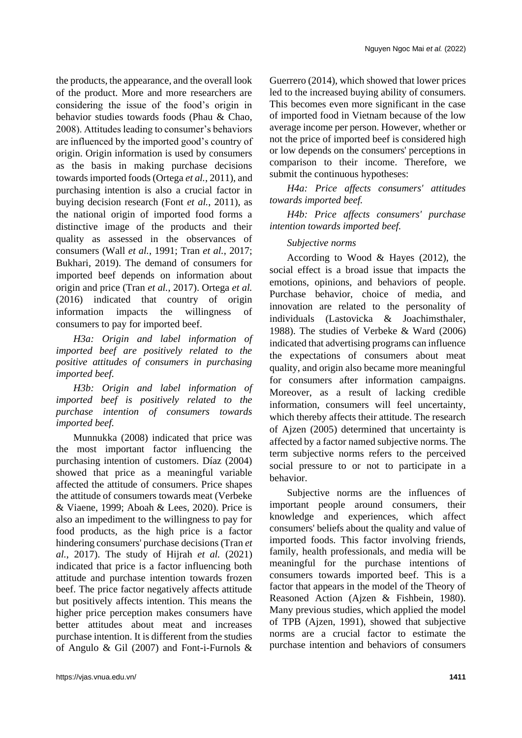the products, the appearance, and the overall look of the product. More and more researchers are considering the issue of the food's origin in behavior studies towards foods (Phau & Chao, 2008). Attitudes leading to consumer's behaviors are influenced by the imported good's country of origin. Origin information is used by consumers as the basis in making purchase decisions towards imported foods (Ortega *et al.*, 2011), and purchasing intention is also a crucial factor in buying decision research (Font *et al.*, 2011), as the national origin of imported food forms a distinctive image of the products and their quality as assessed in the observances of consumers (Wall *et al.*, 1991; Tran *et al.*, 2017; Bukhari, 2019). The demand of consumers for imported beef depends on information about origin and price (Tran *et al.*, 2017). Ortega *et al.* (2016) indicated that country of origin information impacts the willingness of consumers to pay for imported beef.

*H3a: Origin and label information of imported beef are positively related to the positive attitudes of consumers in purchasing imported beef.*

*H3b: Origin and label information of imported beef is positively related to the purchase intention of consumers towards imported beef.*

Munnukka (2008) indicated that price was the most important factor influencing the purchasing intention of customers. Díaz (2004) showed that price as a meaningful variable affected the attitude of consumers. Price shapes the attitude of consumers towards meat (Verbeke & Viaene, 1999; Aboah & Lees, 2020). Price is also an impediment to the willingness to pay for food products, as the high price is a factor hindering consumers' purchase decisions (Tran *et al.*, 2017). The study of Hijrah *et al.* (2021) indicated that price is a factor influencing both attitude and purchase intention towards frozen beef. The price factor negatively affects attitude but positively affects intention. This means the higher price perception makes consumers have better attitudes about meat and increases purchase intention. It is different from the studies of Angulo & Gil (2007) and Font-i-Furnols & Guerrero (2014), which showed that lower prices led to the increased buying ability of consumers. This becomes even more significant in the case of imported food in Vietnam because of the low average income per person. However, whether or not the price of imported beef is considered high or low depends on the consumers' perceptions in comparison to their income. Therefore, we submit the continuous hypotheses:

*H4a: Price affects consumers' attitudes towards imported beef.*

*H4b: Price affects consumers' purchase intention towards imported beef.*

*Subjective norms*

According to Wood & Hayes (2012), the social effect is a broad issue that impacts the emotions, opinions, and behaviors of people. Purchase behavior, choice of media, and innovation are related to the personality of individuals (Lastovicka & Joachimsthaler, 1988). The studies of Verbeke & Ward (2006) indicated that advertising programs can influence the expectations of consumers about meat quality, and origin also became more meaningful for consumers after information campaigns. Moreover, as a result of lacking credible information, consumers will feel uncertainty, which thereby affects their attitude. The research of Ajzen (2005) determined that uncertainty is affected by a factor named subjective norms. The term subjective norms refers to the perceived social pressure to or not to participate in a behavior.

Subjective norms are the influences of important people around consumers, their knowledge and experiences, which affect consumers' beliefs about the quality and value of imported foods. This factor involving friends, family, health professionals, and media will be meaningful for the purchase intentions of consumers towards imported beef. This is a factor that appears in the model of the Theory of Reasoned Action (Ajzen & Fishbein, 1980). Many previous studies, which applied the model of TPB (Ajzen, 1991), showed that subjective norms are a crucial factor to estimate the purchase intention and behaviors of consumers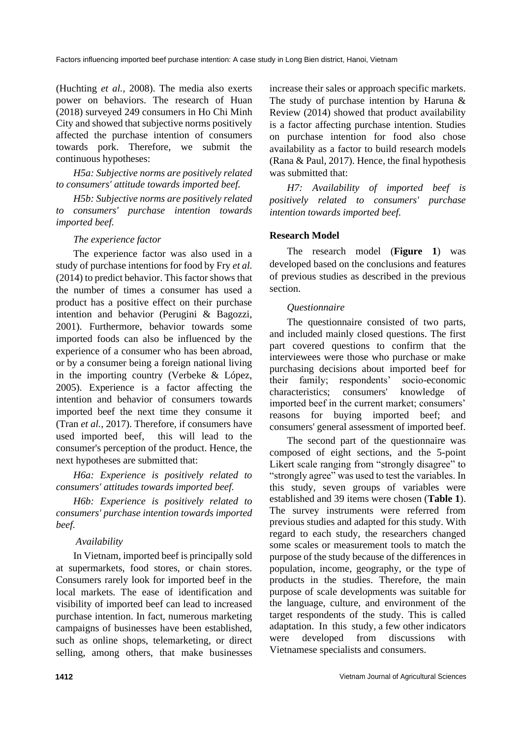(Huchting *et al.*, 2008). The media also exerts power on behaviors. The research of Huan (2018) surveyed 249 consumers in Ho Chi Minh City and showed that subjective norms positively affected the purchase intention of consumers towards pork. Therefore, we submit the continuous hypotheses:

*H5a: Subjective norms are positively related to consumers' attitude towards imported beef.*

*H5b: Subjective norms are positively related to consumers' purchase intention towards imported beef.*

*The experience factor*

The experience factor was also used in a study of purchase intentions for food by Fry *et al.* (2014) to predict behavior. This factor shows that the number of times a consumer has used a product has a positive effect on their purchase intention and behavior (Perugini & Bagozzi, 2001). Furthermore, behavior towards some imported foods can also be influenced by the experience of a consumer who has been abroad, or by a consumer being a foreign national living in the importing country (Verbeke & López, 2005). Experience is a factor affecting the intention and behavior of consumers towards imported beef the next time they consume it (Tran *et al.*, 2017). Therefore, if consumers have used imported beef, this will lead to the consumer's perception of the product. Hence, the next hypotheses are submitted that:

*H6a: Experience is positively related to consumers' attitudes towards imported beef.*

*H6b: Experience is positively related to consumers' purchase intention towards imported beef.*

*Availability*

In Vietnam, imported beef is principally sold at supermarkets, food stores, or chain stores. Consumers rarely look for imported beef in the local markets. The ease of identification and visibility of imported beef can lead to increased purchase intention. In fact, numerous marketing campaigns of businesses have been established, such as online shops, telemarketing, or direct selling, among others, that make businesses increase their sales or approach specific markets. The study of purchase intention by Haruna & Review (2014) showed that product availability is a factor affecting purchase intention. Studies on purchase intention for food also chose availability as a factor to build research models (Rana & Paul, 2017). Hence, the final hypothesis was submitted that:

*H7: Availability of imported beef is positively related to consumers' purchase intention towards imported beef.*

**Research Model**

The research model (**Figure 1**) was developed based on the conclusions and features of previous studies as described in the previous section.

*Questionnaire*

The questionnaire consisted of two parts, and included mainly closed questions. The first part covered questions to confirm that the interviewees were those who purchase or make purchasing decisions about imported beef for their family; respondents' socio-economic characteristics; consumers' knowledge of imported beef in the current market; consumers' reasons for buying imported beef; and consumers' general assessment of imported beef.

The second part of the questionnaire was composed of eight sections, and the 5-point Likert scale ranging from "strongly disagree" to "strongly agree" was used to test the variables. In this study, seven groups of variables were established and 39 items were chosen (**Table 1**). The survey instruments were referred from previous studies and adapted for this study. With regard to each study, the researchers changed some scales or measurement tools to match the purpose of the study because of the differences in population, income, geography, or the type of products in the studies. Therefore, the main purpose of scale developments was suitable for the language, culture, and environment of the target respondents of the study. This is called adaptation. In this study, a few other indicators were developed from discussions with Vietnamese specialists and consumers.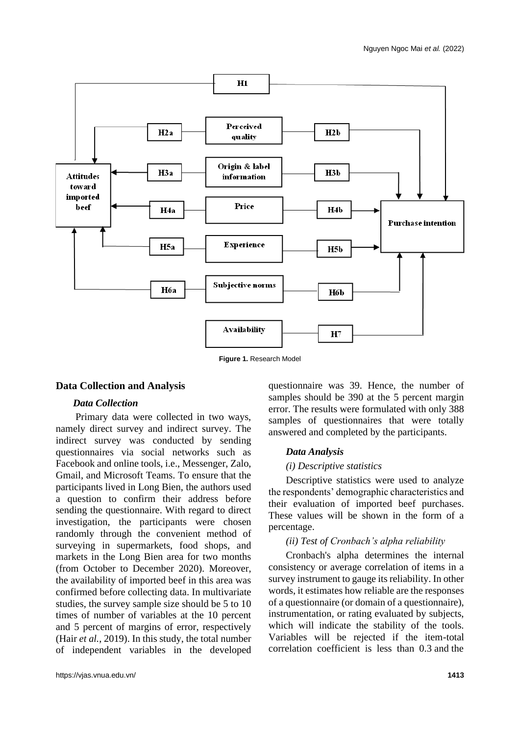H1

Perceived quality

H2a

H2b

Attitudes toward imported beef

Origin & label information

H3a

H3b

Price

H4a

H4b

Purchase intention

Experience

H5a

H5b

Subjective norms

H6a

H6b

Availability

H7

**Figure 1.** Research Model

## Data Collection and Analysis

### *Data Collection*

Primary data were collected in two ways, namely direct survey and indirect survey. The indirect survey was conducted by sending questionnaires via social networks such as Facebook and online tools, i.e., Messenger, Zalo, Gmail, and Microsoft Teams. To ensure that the participants lived in Long Bien, the authors used a question to confirm their address before sending the questionnaire. With regard to direct investigation, the participants were chosen randomly through the convenient method of surveying in supermarkets, food shops, and markets in the Long Bien area for two months (from October to December 2020). Moreover, the availability of imported beef in this area was confirmed before collecting data. In multivariate studies, the survey sample size should be 5 to 10 times of number of variables at the 10 percent and 5 percent of margins of error, respectively (Hair *et al.*, 2019). In this study, the total number of independent variables in the developed questionnaire was 39. Hence, the number of samples should be 390 at the 5 percent margin error. The results were formulated with only 388 samples of questionnaires that were totally answered and completed by the participants.

### *Data Analysis*

*(i) Descriptive statistics*

Descriptive statistics were used to analyze the respondents' demographic characteristics and their evaluation of imported beef purchases. These values will be shown in the form of a percentage.

*(ii) Test of Cronbach's alpha reliability*

Cronbach's alpha determines the internal consistency or average correlation of items in a survey instrument to gauge its reliability. In other words, it estimates how reliable are the responses of a questionnaire (or domain of a questionnaire), instrumentation, or rating evaluated by subjects, which will indicate the stability of the tools. Variables will be rejected if the item-total correlation coefficient is less than 0.3 and the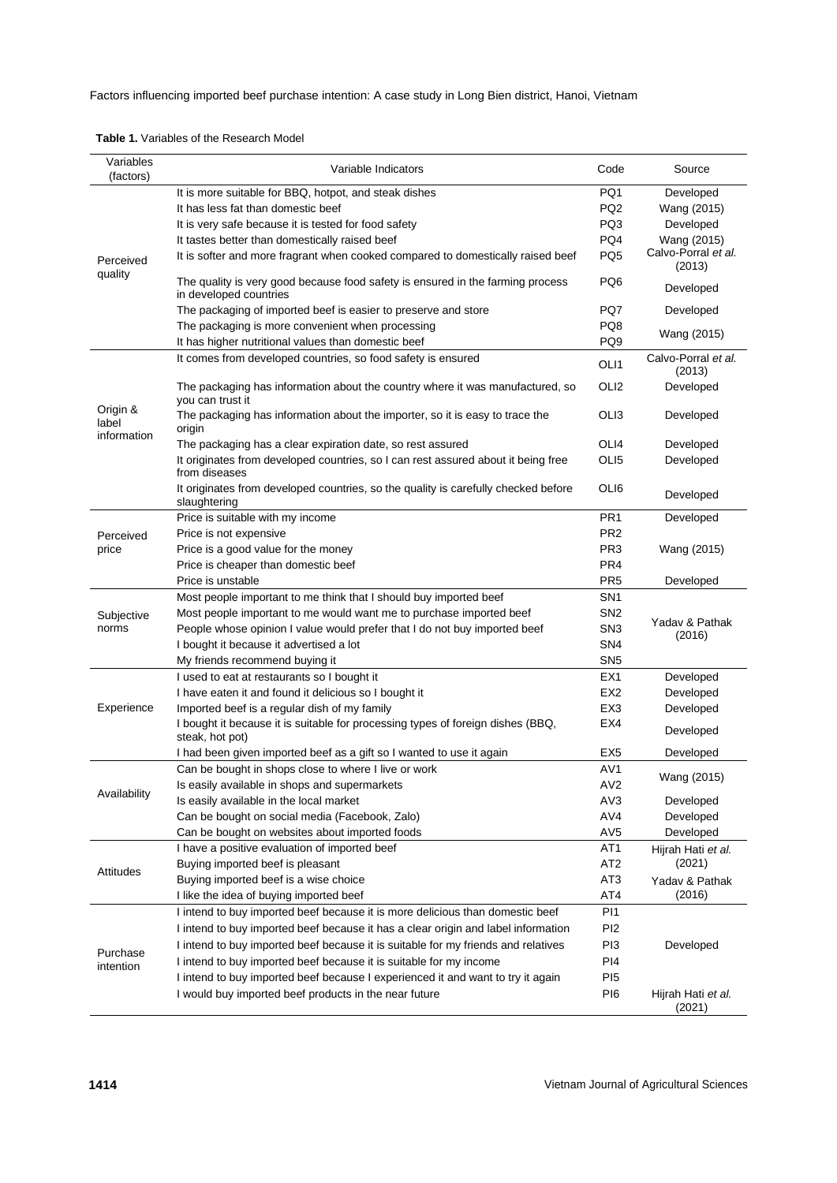**Table 1.** Variables of the Research Model

| Variables (factors) | Variable Indicators | Code | Source |
|---|---|---|---|
| Perceived quality | It is more suitable for BBQ, hotpot, and steak dishes | PQ1 | Developed |
| | It has less fat than domestic beef | PQ2 | Wang (2015) |
| | It is very safe because it is tested for food safety | PQ3 | Developed |
| | It tastes better than domestically raised beef | PQ4 | Wang (2015) |
| | It is softer and more fragrant when cooked compared to domestically raised beef | PQ5 | Calvo-Porral *et al.* (2013) |
| | The quality is very good because food safety is ensured in the farming process in developed countries | PQ6 | Developed |
| | The packaging of imported beef is easier to preserve and store | PQ7 | Developed |
| | The packaging is more convenient when processing | PQ8 | Wang (2015) |
| | It has higher nutritional values than domestic beef | PQ9 | |
| Origin & label information | It comes from developed countries, so food safety is ensured | OLI1 | Calvo-Porral *et al.* (2013) |
| | The packaging has information about the country where it was manufactured, so you can trust it | OLI2 | Developed |
| | The packaging has information about the importer, so it is easy to trace the origin | OLI3 | Developed |
| | The packaging has a clear expiration date, so rest assured | OLI4 | Developed |
| | It originates from developed countries, so I can rest assured about it being free from diseases | OLI5 | Developed |
| | It originates from developed countries, so the quality is carefully checked before slaughtering | OLI6 | Developed |
| Perceived price | Price is suitable with my income | PR1 | Developed |
| | Price is not expensive | PR2 | Wang (2015) |
| | Price is a good value for the money | PR3 | |
| | Price is cheaper than domestic beef | PR4 | |
| | Price is unstable | PR5 | Developed |
| Subjective norms | Most people important to me think that I should buy imported beef | SN1 | Yadav & Pathak (2016) |
| | Most people important to me would want me to purchase imported beef | SN2 | |
| | People whose opinion I value would prefer that I do not buy imported beef | SN3 | |
| | I bought it because it advertised a lot | SN4 | |
| | My friends recommend buying it | SN5 | |
| Experience | I used to eat at restaurants so I bought it | EX1 | Developed |
| | I have eaten it and found it delicious so I bought it | EX2 | Developed |
| | Imported beef is a regular dish of my family | EX3 | Developed |
| | I bought it because it is suitable for processing types of foreign dishes (BBQ, steak, hot pot) | EX4 | Developed |
| | I had been given imported beef as a gift so I wanted to use it again | EX5 | Developed |
| Availability | Can be bought in shops close to where I live or work | AV1 | Wang (2015) |
| | Is easily available in shops and supermarkets | AV2 | |
| | Is easily available in the local market | AV3 | Developed |
| | Can be bought on social media (Facebook, Zalo) | AV4 | Developed |
| | Can be bought on websites about imported foods | AV5 | Developed |
| Attitudes | I have a positive evaluation of imported beef | AT1 | Hijrah Hati *et al.* (2021) |
| | Buying imported beef is pleasant | AT2 | |
| | Buying imported beef is a wise choice | AT3 | Yadav & Pathak (2016) |
| | I like the idea of buying imported beef | AT4 | |
| Purchase intention | I intend to buy imported beef because it is more delicious than domestic beef | PI1 | Developed |
| | I intend to buy imported beef because it has a clear origin and label information | PI2 | |
| | I intend to buy imported beef because it is suitable for my friends and relatives | PI3 | |
| | I intend to buy imported beef because it is suitable for my income | PI4 | |
| | I intend to buy imported beef because I experienced it and want to try it again | PI5 | |
| | I would buy imported beef products in the near future | PI6 | Hijrah Hati *et al.* (2021) |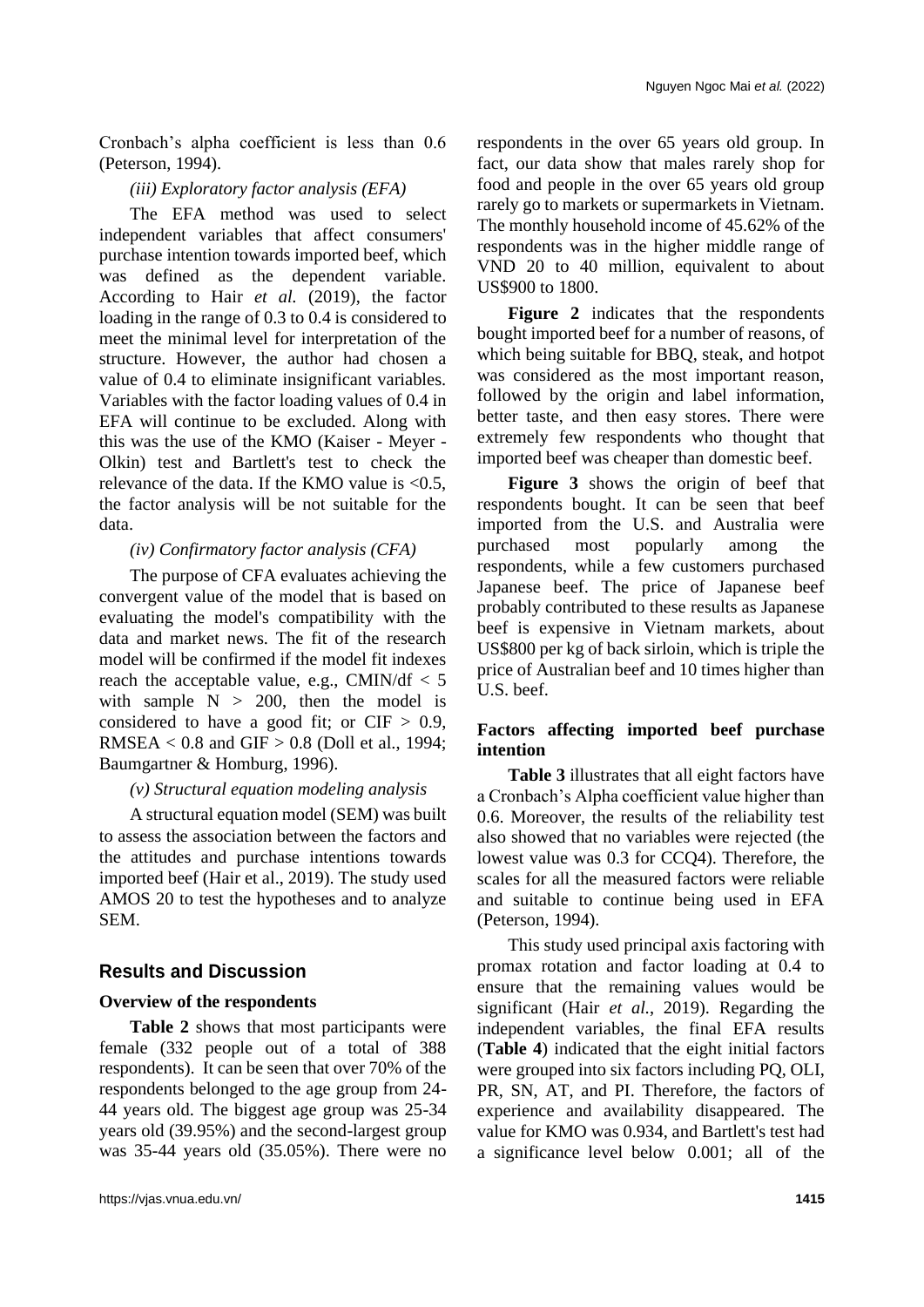Cronbach's alpha coefficient is less than 0.6 (Peterson, 1994).

*(iii) Exploratory factor analysis (EFA)*

The EFA method was used to select independent variables that affect consumers' purchase intention towards imported beef, which was defined as the dependent variable. According to Hair *et al.* (2019), the factor loading in the range of 0.3 to 0.4 is considered to meet the minimal level for interpretation of the structure. However, the author had chosen a value of 0.4 to eliminate insignificant variables. Variables with the factor loading values of 0.4 in EFA will continue to be excluded. Along with this was the use of the KMO (Kaiser - Meyer - Olkin) test and Bartlett's test to check the relevance of the data. If the KMO value is <0.5, the factor analysis will be not suitable for the data.

*(iv) Confirmatory factor analysis (CFA)*

The purpose of CFA evaluates achieving the convergent value of the model that is based on evaluating the model's compatibility with the data and market news. The fit of the research model will be confirmed if the model fit indexes reach the acceptable value, e.g., CMIN/df < 5 with sample N > 200, then the model is considered to have a good fit; or CIF > 0.9, RMSEA < 0.8 and GIF > 0.8 (Doll et al., 1994; Baumgartner & Homburg, 1996).

*(v) Structural equation modeling analysis*

A structural equation model (SEM) was built to assess the association between the factors and the attitudes and purchase intentions towards imported beef (Hair et al., 2019). The study used AMOS 20 to test the hypotheses and to analyze SEM.

## Results and Discussion

### Overview of the respondents

**Table 2** shows that most participants were female (332 people out of a total of 388 respondents). It can be seen that over 70% of the respondents belonged to the age group from 24-44 years old. The biggest age group was 25-34 years old (39.95%) and the second-largest group was 35-44 years old (35.05%). There were no respondents in the over 65 years old group. In fact, our data show that males rarely shop for food and people in the over 65 years old group rarely go to markets or supermarkets in Vietnam. The monthly household income of 45.62% of the respondents was in the higher middle range of VND 20 to 40 million, equivalent to about US$900 to 1800.

**Figure 2** indicates that the respondents bought imported beef for a number of reasons, of which being suitable for BBQ, steak, and hotpot was considered as the most important reason, followed by the origin and label information, better taste, and then easy stores. There were extremely few respondents who thought that imported beef was cheaper than domestic beef.

**Figure 3** shows the origin of beef that respondents bought. It can be seen that beef imported from the U.S. and Australia were purchased most popularly among the respondents, while a few customers purchased Japanese beef. The price of Japanese beef probably contributed to these results as Japanese beef is expensive in Vietnam markets, about US$800 per kg of back sirloin, which is triple the price of Australian beef and 10 times higher than U.S. beef.

### Factors affecting imported beef purchase intention

**Table 3** illustrates that all eight factors have a Cronbach's Alpha coefficient value higher than 0.6. Moreover, the results of the reliability test also showed that no variables were rejected (the lowest value was 0.3 for CCQ4). Therefore, the scales for all the measured factors were reliable and suitable to continue being used in EFA (Peterson, 1994).

This study used principal axis factoring with promax rotation and factor loading at 0.4 to ensure that the remaining values would be significant (Hair *et al.*, 2019). Regarding the independent variables, the final EFA results (**Table 4**) indicated that the eight initial factors were grouped into six factors including PQ, OLI, PR, SN, AT, and PI. Therefore, the factors of experience and availability disappeared. The value for KMO was 0.934, and Bartlett's test had a significance level below 0.001; all of the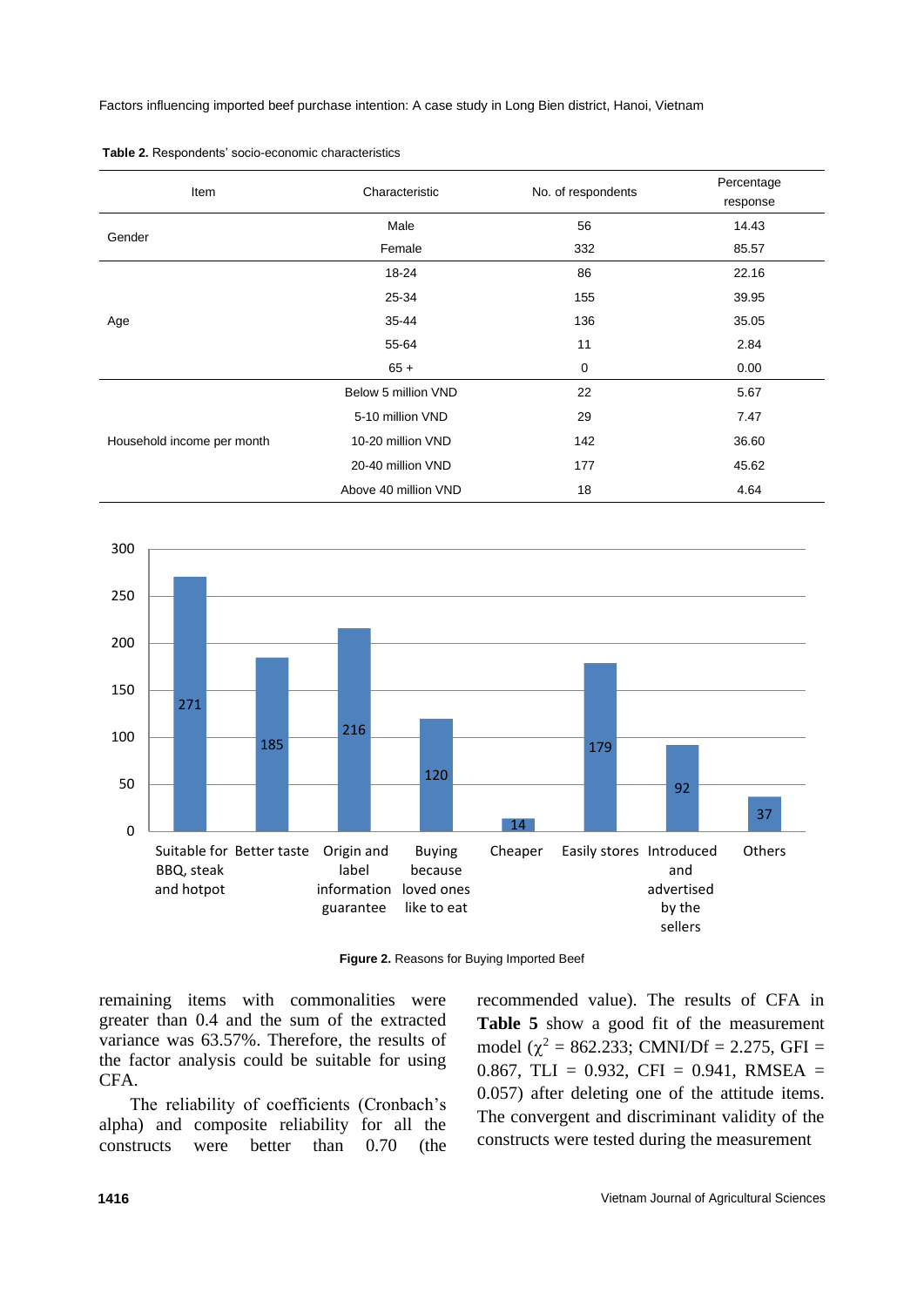**Table 2.** Respondents' socio-economic characteristics

| Item | Characteristic | No. of respondents | Percentage response |
|---|---|---|---|
| Gender | Male | 56 | 14.43 |
| | Female | 332 | 85.57 |
| Age | 18-24 | 86 | 22.16 |
| | 25-34 | 155 | 39.95 |
| | 35-44 | 136 | 35.05 |
| | 55-64 | 11 | 2.84 |
| | 65 + | 0 | 0.00 |
| Household income per month | Below 5 million VND | 22 | 5.67 |
| | 5-10 million VND | 29 | 7.47 |
| | 10-20 million VND | 142 | 36.60 |
| | 20-40 million VND | 177 | 45.62 |
| | Above 40 million VND | 18 | 4.64 |

300
250
200
150
100
50
0

271
185
216
120
14
179
92
37

Suitable for BBQ, steak and hotpot
Better taste
Origin and label information guarantee
Buying because loved ones like to eat
Cheaper
Easily stores
Introduced and advertised by the sellers
Others

**Figure 2.** Reasons for Buying Imported Beef

remaining items with commonalities were greater than 0.4 and the sum of the extracted variance was 63.57%. Therefore, the results of the factor analysis could be suitable for using CFA.

The reliability of coefficients (Cronbach's alpha) and composite reliability for all the constructs were better than 0.70 (the recommended value). The results of CFA in **Table 5** show a good fit of the measurement model ($\chi^2$ = 862.233; CMNI/Df = 2.275, GFI = 0.867, TLI = 0.932, CFI = 0.941, RMSEA = 0.057) after deleting one of the attitude items. The convergent and discriminant validity of the constructs were tested during the measurement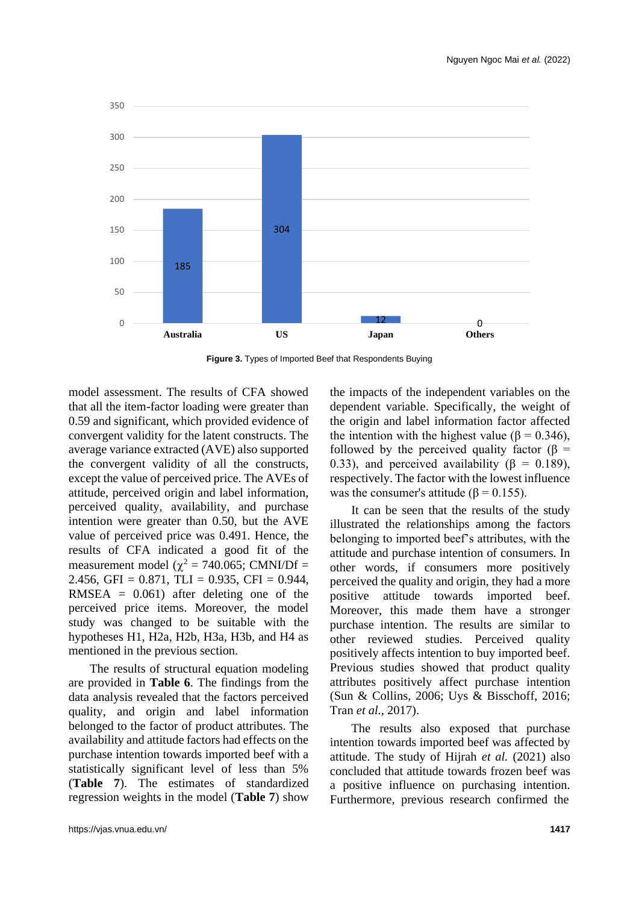350
300
250
200
150
100
50
0

185
304
12
0

Australia
US
Japan
Others

**Figure 3.** Types of Imported Beef that Respondents Buying

model assessment. The results of CFA showed that all the item-factor loading were greater than 0.59 and significant, which provided evidence of convergent validity for the latent constructs. The average variance extracted (AVE) also supported the convergent validity of all the constructs, except the value of perceived price. The AVEs of attitude, perceived origin and label information, perceived quality, availability, and purchase intention were greater than 0.50, but the AVE value of perceived price was 0.491. Hence, the results of CFA indicated a good fit of the measurement model ($\chi^2$ = 740.065; CMNI/Df = 2.456, GFI = 0.871, TLI = 0.935, CFI = 0.944, RMSEA = 0.061) after deleting one of the perceived price items. Moreover, the model study was changed to be suitable with the hypotheses H1, H2a, H2b, H3a, H3b, and H4 as mentioned in the previous section.

The results of structural equation modeling are provided in **Table 6**. The findings from the data analysis revealed that the factors perceived quality, and origin and label information belonged to the factor of product attributes. The availability and attitude factors had effects on the purchase intention towards imported beef with a statistically significant level of less than 5% (**Table 7**). The estimates of standardized regression weights in the model (**Table 7**) show the impacts of the independent variables on the dependent variable. Specifically, the weight of the origin and label information factor affected the intention with the highest value ($\beta$ = 0.346), followed by the perceived quality factor ($\beta$ = 0.33), and perceived availability ($\beta$ = 0.189), respectively. The factor with the lowest influence was the consumer's attitude ($\beta$ = 0.155).

It can be seen that the results of the study illustrated the relationships among the factors belonging to imported beef's attributes, with the attitude and purchase intention of consumers. In other words, if consumers more positively perceived the quality and origin, they had a more positive attitude towards imported beef. Moreover, this made them have a stronger purchase intention. The results are similar to other reviewed studies. Perceived quality positively affects intention to buy imported beef. Previous studies showed that product quality attributes positively affect purchase intention (Sun & Collins, 2006; Uys & Bisschoff, 2016; Tran *et al.*, 2017).

The results also exposed that purchase intention towards imported beef was affected by attitude. The study of Hijrah *et al.* (2021) also concluded that attitude towards frozen beef was a positive influence on purchasing intention. Furthermore, previous research confirmed the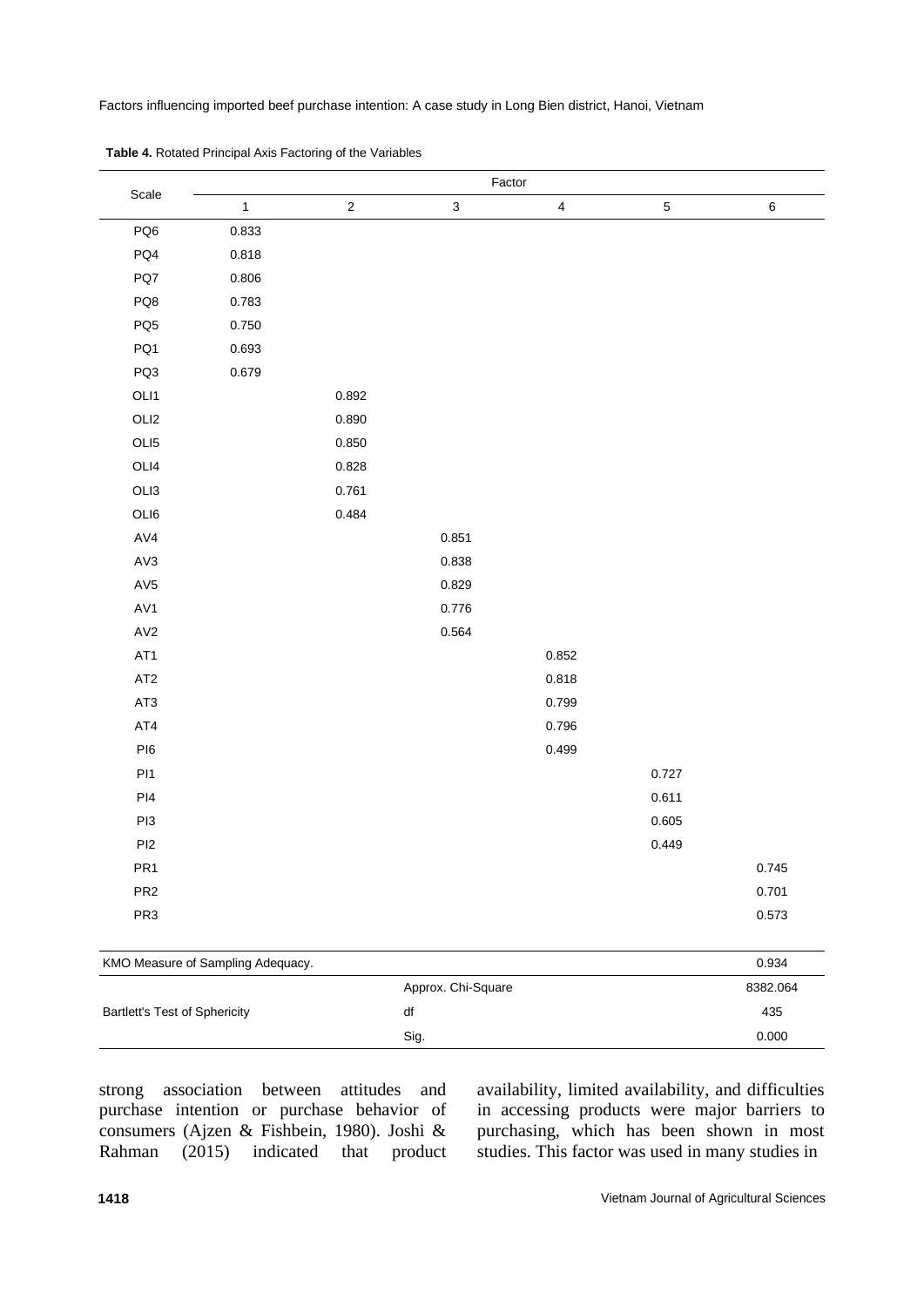**Table 4.** Rotated Principal Axis Factoring of the Variables

| Scale | Factor | | | | | |
|---|---|---|---|---|---|---|
| | 1 | 2 | 3 | 4 | 5 | 6 |
| PQ6 | 0.833 | | | | | |
| PQ4 | 0.818 | | | | | |
| PQ7 | 0.806 | | | | | |
| PQ8 | 0.783 | | | | | |
| PQ5 | 0.750 | | | | | |
| PQ1 | 0.693 | | | | | |
| PQ3 | 0.679 | | | | | |
| OLI1 | | 0.892 | | | | |
| OLI2 | | 0.890 | | | | |
| OLI5 | | 0.850 | | | | |
| OLI4 | | 0.828 | | | | |
| OLI3 | | 0.761 | | | | |
| OLI6 | | 0.484 | | | | |
| AV4 | | | 0.851 | | | |
| AV3 | | | 0.838 | | | |
| AV5 | | | 0.829 | | | |
| AV1 | | | 0.776 | | | |
| AV2 | | | 0.564 | | | |
| AT1 | | | | 0.852 | | |
| AT2 | | | | 0.818 | | |
| AT3 | | | | 0.799 | | |
| AT4 | | | | 0.796 | | |
| PI6 | | | | 0.499 | | |
| PI1 | | | | | 0.727 | |
| PI4 | | | | | 0.611 | |
| PI3 | | | | | 0.605 | |
| PI2 | | | | | 0.449 | |
| PR1 | | | | | | 0.745 |
| PR2 | | | | | | 0.701 |
| PR3 | | | | | | 0.573 |
| KMO Measure of Sampling Adequacy. | | | | | | 0.934 |
| Bartlett's Test of Sphericity | | | Approx. Chi-Square | | | 8382.064 |
| | | | df | | | 435 |
| | | | Sig. | | | 0.000 |

strong association between attitudes and purchase intention or purchase behavior of consumers (Ajzen & Fishbein, 1980). Joshi & Rahman (2015) indicated that product availability, limited availability, and difficulties in accessing products were major barriers to purchasing, which has been shown in most studies. This factor was used in many studies in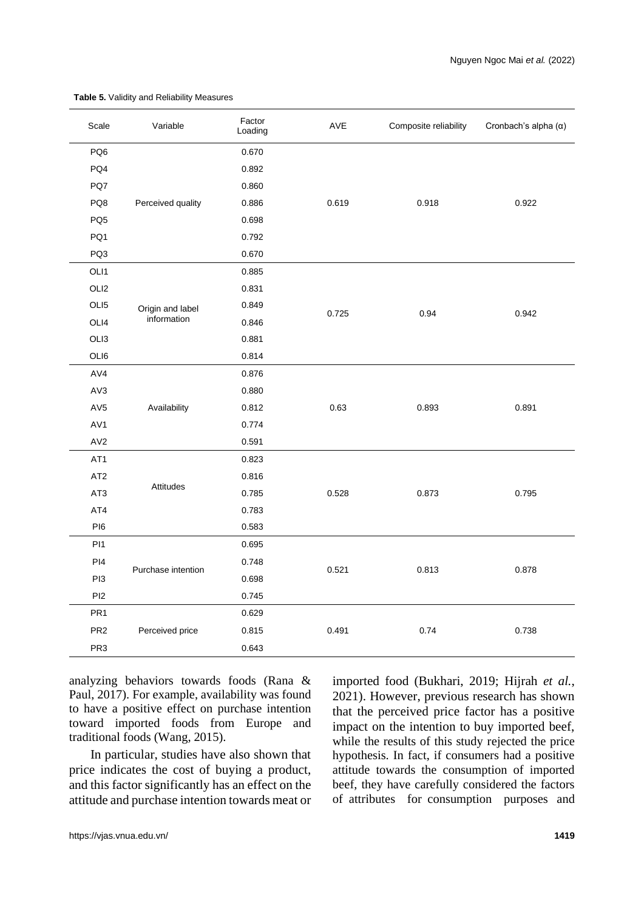**Table 5.** Validity and Reliability Measures

| Scale | Variable | Factor Loading | AVE | Composite reliability | Cronbach's alpha (α) |
|---|---|---|---|---|---|
| PQ6 | Perceived quality | 0.670 | 0.619 | 0.918 | 0.922 |
| PQ4 | | 0.892 | | | |
| PQ7 | | 0.860 | | | |
| PQ8 | | 0.886 | | | |
| PQ5 | | 0.698 | | | |
| PQ1 | | 0.792 | | | |
| PQ3 | | 0.670 | | | |
| OLI1 | Origin and label information | 0.885 | 0.725 | 0.94 | 0.942 |
| OLI2 | | 0.831 | | | |
| OLI5 | | 0.849 | | | |
| OLI4 | | 0.846 | | | |
| OLI3 | | 0.881 | | | |
| OLI6 | | 0.814 | | | |
| AV4 | Availability | 0.876 | 0.63 | 0.893 | 0.891 |
| AV3 | | 0.880 | | | |
| AV5 | | 0.812 | | | |
| AV1 | | 0.774 | | | |
| AV2 | | 0.591 | | | |
| AT1 | Attitudes | 0.823 | 0.528 | 0.873 | 0.795 |
| AT2 | | 0.816 | | | |
| AT3 | | 0.785 | | | |
| AT4 | | 0.783 | | | |
| PI6 | | 0.583 | | | |
| PI1 | Purchase intention | 0.695 | 0.521 | 0.813 | 0.878 |
| PI4 | | 0.748 | | | |
| PI3 | | 0.698 | | | |
| PI2 | | 0.745 | | | |
| PR1 | Perceived price | 0.629 | 0.491 | 0.74 | 0.738 |
| PR2 | | 0.815 | | | |
| PR3 | | 0.643 | | | |

analyzing behaviors towards foods (Rana & Paul, 2017). For example, availability was found to have a positive effect on purchase intention toward imported foods from Europe and traditional foods (Wang, 2015).

In particular, studies have also shown that price indicates the cost of buying a product, and this factor significantly has an effect on the attitude and purchase intention towards meat or imported food (Bukhari, 2019; Hijrah *et al.*, 2021). However, previous research has shown that the perceived price factor has a positive impact on the intention to buy imported beef, while the results of this study rejected the price hypothesis. In fact, if consumers had a positive attitude towards the consumption of imported beef, they have carefully considered the factors of attributes for consumption purposes and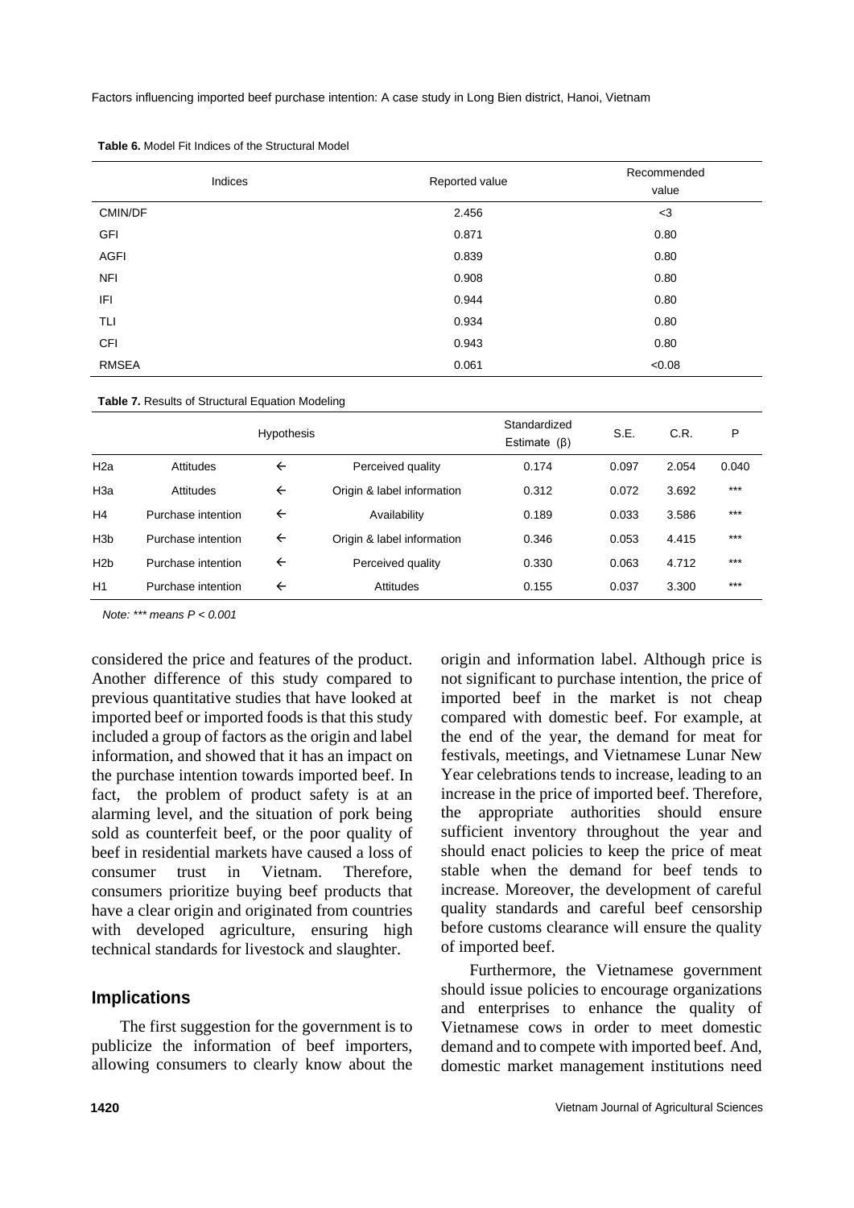**Table 6.** Model Fit Indices of the Structural Model

| Indices | Reported value | Recommended value |
|---|---|---|
| CMIN/DF | 2.456 | <3 |
| GFI | 0.871 | 0.80 |
| AGFI | 0.839 | 0.80 |
| NFI | 0.908 | 0.80 |
| IFI | 0.944 | 0.80 |
| TLI | 0.934 | 0.80 |
| CFI | 0.943 | 0.80 |
| RMSEA | 0.061 | <0.08 |

**Table 7.** Results of Structural Equation Modeling

| Hypothesis | | | | Standardized Estimate (β) | S.E. | C.R. | P |
|---|---|---|---|---|---|---|---|
| H2a | Attitudes | ← | Perceived quality | 0.174 | 0.097 | 2.054 | 0.040 |
| H3a | Attitudes | ← | Origin & label information | 0.312 | 0.072 | 3.692 | *** |
| H4 | Purchase intention | ← | Availability | 0.189 | 0.033 | 3.586 | *** |
| H3b | Purchase intention | ← | Origin & label information | 0.346 | 0.053 | 4.415 | *** |
| H2b | Purchase intention | ← | Perceived quality | 0.330 | 0.063 | 4.712 | *** |
| H1 | Purchase intention | ← | Attitudes | 0.155 | 0.037 | 3.300 | *** |

*Note: *** means P < 0.001*

considered the price and features of the product. Another difference of this study compared to previous quantitative studies that have looked at imported beef or imported foods is that this study included a group of factors as the origin and label information, and showed that it has an impact on the purchase intention towards imported beef. In fact, the problem of product safety is at an alarming level, and the situation of pork being sold as counterfeit beef, or the poor quality of beef in residential markets have caused a loss of consumer trust in Vietnam. Therefore, consumers prioritize buying beef products that have a clear origin and originated from countries with developed agriculture, ensuring high technical standards for livestock and slaughter.

## Implications

The first suggestion for the government is to publicize the information of beef importers, allowing consumers to clearly know about the origin and information label. Although price is not significant to purchase intention, the price of imported beef in the market is not cheap compared with domestic beef. For example, at the end of the year, the demand for meat for festivals, meetings, and Vietnamese Lunar New Year celebrations tends to increase, leading to an increase in the price of imported beef. Therefore, the appropriate authorities should ensure sufficient inventory throughout the year and should enact policies to keep the price of meat stable when the demand for beef tends to increase. Moreover, the development of careful quality standards and careful beef censorship before customs clearance will ensure the quality of imported beef.

Furthermore, the Vietnamese government should issue policies to encourage organizations and enterprises to enhance the quality of Vietnamese cows in order to meet domestic demand and to compete with imported beef. And, domestic market management institutions need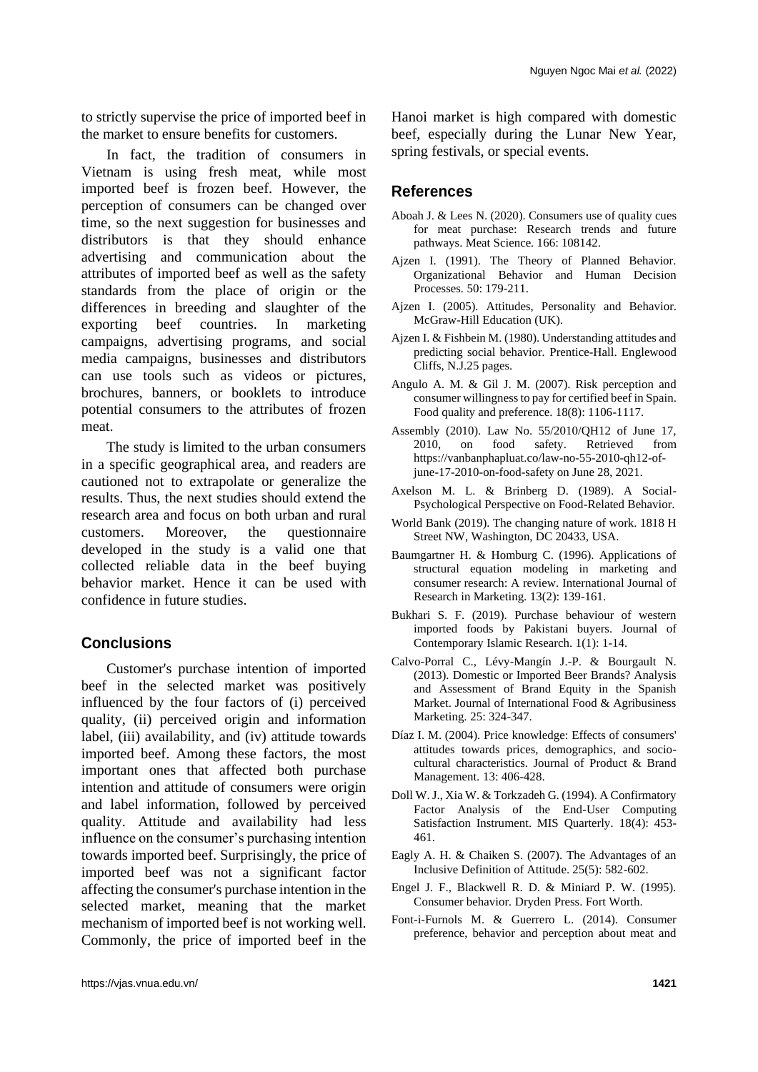to strictly supervise the price of imported beef in the market to ensure benefits for customers.

In fact, the tradition of consumers in Vietnam is using fresh meat, while most imported beef is frozen beef. However, the perception of consumers can be changed over time, so the next suggestion for businesses and distributors is that they should enhance advertising and communication about the attributes of imported beef as well as the safety standards from the place of origin or the differences in breeding and slaughter of the exporting beef countries. In marketing campaigns, advertising programs, and social media campaigns, businesses and distributors can use tools such as videos or pictures, brochures, banners, or booklets to introduce potential consumers to the attributes of frozen meat.

The study is limited to the urban consumers in a specific geographical area, and readers are cautioned not to extrapolate or generalize the results. Thus, the next studies should extend the research area and focus on both urban and rural customers. Moreover, the questionnaire developed in the study is a valid one that collected reliable data in the beef buying behavior market. Hence it can be used with confidence in future studies.

## Conclusions

Customer's purchase intention of imported beef in the selected market was positively influenced by the four factors of (i) perceived quality, (ii) perceived origin and information label, (iii) availability, and (iv) attitude towards imported beef. Among these factors, the most important ones that affected both purchase intention and attitude of consumers were origin and label information, followed by perceived quality. Attitude and availability had less influence on the consumer's purchasing intention towards imported beef. Surprisingly, the price of imported beef was not a significant factor affecting the consumer's purchase intention in the selected market, meaning that the market mechanism of imported beef is not working well. Commonly, the price of imported beef in the Hanoi market is high compared with domestic beef, especially during the Lunar New Year, spring festivals, or special events.

## References

Aboah J. & Lees N. (2020). Consumers use of quality cues for meat purchase: Research trends and future pathways. Meat Science. 166: 108142.

Ajzen I. (1991). The Theory of Planned Behavior. Organizational Behavior and Human Decision Processes. 50: 179-211.

Ajzen I. (2005). Attitudes, Personality and Behavior. McGraw-Hill Education (UK).

Ajzen I. & Fishbein M. (1980). Understanding attitudes and predicting social behavior. Prentice-Hall. Englewood Cliffs, N.J.25 pages.

Angulo A. M. & Gil J. M. (2007). Risk perception and consumer willingness to pay for certified beef in Spain. Food quality and preference. 18(8): 1106-1117.

Assembly (2010). Law No. 55/2010/QH12 of June 17, 2010, on food safety. Retrieved from https://vanbanphapluat.co/law-no-55-2010-qh12-of-june-17-2010-on-food-safety on June 28, 2021.

Axelson M. L. & Brinberg D. (1989). A Social-Psychological Perspective on Food-Related Behavior.

World Bank (2019). The changing nature of work. 1818 H Street NW, Washington, DC 20433, USA.

Baumgartner H. & Homburg C. (1996). Applications of structural equation modeling in marketing and consumer research: A review. International Journal of Research in Marketing. 13(2): 139-161.

Bukhari S. F. (2019). Purchase behaviour of western imported foods by Pakistani buyers. Journal of Contemporary Islamic Research. 1(1): 1-14.

Calvo-Porral C., Lévy-Mangín J.-P. & Bourgault N. (2013). Domestic or Imported Beer Brands? Analysis and Assessment of Brand Equity in the Spanish Market. Journal of International Food & Agribusiness Marketing. 25: 324-347.

Díaz I. M. (2004). Price knowledge: Effects of consumers' attitudes towards prices, demographics, and socio-cultural characteristics. Journal of Product & Brand Management. 13: 406-428.

Doll W. J., Xia W. & Torkzadeh G. (1994). A Confirmatory Factor Analysis of the End-User Computing Satisfaction Instrument. MIS Quarterly. 18(4): 453-461.

Eagly A. H. & Chaiken S. (2007). The Advantages of an Inclusive Definition of Attitude. 25(5): 582-602.

Engel J. F., Blackwell R. D. & Miniard P. W. (1995). Consumer behavior. Dryden Press. Fort Worth.

Font-i-Furnols M. & Guerrero L. (2014). Consumer preference, behavior and perception about meat and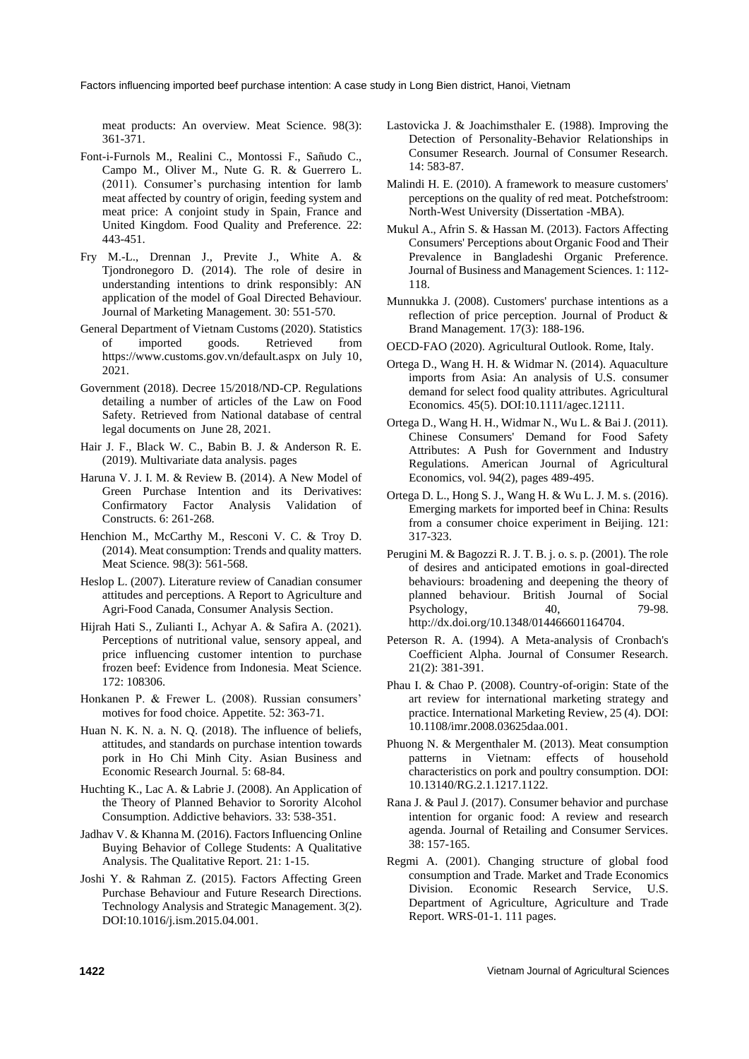meat products: An overview. Meat Science. 98(3): 361-371.

Font-i-Furnols M., Realini C., Montossi F., Sañudo C., Campo M., Oliver M., Nute G. R. & Guerrero L. (2011). Consumer's purchasing intention for lamb meat affected by country of origin, feeding system and meat price: A conjoint study in Spain, France and United Kingdom. Food Quality and Preference. 22: 443-451.

Fry M.-L., Drennan J., Previte J., White A. & Tjondronegoro D. (2014). The role of desire in understanding intentions to drink responsibly: AN application of the model of Goal Directed Behaviour. Journal of Marketing Management. 30: 551-570.

General Department of Vietnam Customs (2020). Statistics of imported goods. Retrieved from https://www.customs.gov.vn/default.aspx on July 10, 2021.

Government (2018). Decree 15/2018/ND-CP. Regulations detailing a number of articles of the Law on Food Safety. Retrieved from National database of central legal documents on June 28, 2021.

Hair J. F., Black W. C., Babin B. J. & Anderson R. E. (2019). Multivariate data analysis. pages

Haruna V. J. I. M. & Review B. (2014). A New Model of Green Purchase Intention and its Derivatives: Confirmatory Factor Analysis Validation of Constructs. 6: 261-268.

Henchion M., McCarthy M., Resconi V. C. & Troy D. (2014). Meat consumption: Trends and quality matters. Meat Science. 98(3): 561-568.

Heslop L. (2007). Literature review of Canadian consumer attitudes and perceptions. A Report to Agriculture and Agri-Food Canada, Consumer Analysis Section.

Hijrah Hati S., Zulianti I., Achyar A. & Safira A. (2021). Perceptions of nutritional value, sensory appeal, and price influencing customer intention to purchase frozen beef: Evidence from Indonesia. Meat Science. 172: 108306.

Honkanen P. & Frewer L. (2008). Russian consumers' motives for food choice. Appetite. 52: 363-71.

Huan N. K. N. a. N. Q. (2018). The influence of beliefs, attitudes, and standards on purchase intention towards pork in Ho Chi Minh City. Asian Business and Economic Research Journal. 5: 68-84.

Huchting K., Lac A. & Labrie J. (2008). An Application of the Theory of Planned Behavior to Sorority Alcohol Consumption. Addictive behaviors. 33: 538-351.

Jadhav V. & Khanna M. (2016). Factors Influencing Online Buying Behavior of College Students: A Qualitative Analysis. The Qualitative Report. 21: 1-15.

Joshi Y. & Rahman Z. (2015). Factors Affecting Green Purchase Behaviour and Future Research Directions. Technology Analysis and Strategic Management. 3(2). DOI:10.1016/j.ism.2015.04.001.

Lastovicka J. & Joachimsthaler E. (1988). Improving the Detection of Personality-Behavior Relationships in Consumer Research. Journal of Consumer Research. 14: 583-87.

Malindi H. E. (2010). A framework to measure customers' perceptions on the quality of red meat. Potchefstroom: North-West University (Dissertation -MBA).

Mukul A., Afrin S. & Hassan M. (2013). Factors Affecting Consumers' Perceptions about Organic Food and Their Prevalence in Bangladeshi Organic Preference. Journal of Business and Management Sciences. 1: 112-118.

Munnukka J. (2008). Customers' purchase intentions as a reflection of price perception. Journal of Product & Brand Management. 17(3): 188-196.

OECD-FAO (2020). Agricultural Outlook. Rome, Italy.

Ortega D., Wang H. H. & Widmar N. (2014). Aquaculture imports from Asia: An analysis of U.S. consumer demand for select food quality attributes. Agricultural Economics. 45(5). DOI:10.1111/agec.12111.

Ortega D., Wang H. H., Widmar N., Wu L. & Bai J. (2011). Chinese Consumers' Demand for Food Safety Attributes: A Push for Government and Industry Regulations. American Journal of Agricultural Economics, vol. 94(2), pages 489-495.

Ortega D. L., Hong S. J., Wang H. & Wu L. J. M. s. (2016). Emerging markets for imported beef in China: Results from a consumer choice experiment in Beijing. 121: 317-323.

Perugini M. & Bagozzi R. J. T. B. j. o. s. p. (2001). The role of desires and anticipated emotions in goal-directed behaviours: broadening and deepening the theory of planned behaviour. British Journal of Social Psychology, 40, 79-98. http://dx.doi.org/10.1348/014466601164704.

Peterson R. A. (1994). A Meta-analysis of Cronbach's Coefficient Alpha. Journal of Consumer Research. 21(2): 381-391.

Phau I. & Chao P. (2008). Country-of-origin: State of the art review for international marketing strategy and practice. International Marketing Review, 25 (4). DOI: 10.1108/imr.2008.03625daa.001.

Phuong N. & Mergenthaler M. (2013). Meat consumption patterns in Vietnam: effects of household characteristics on pork and poultry consumption. DOI: 10.13140/RG.2.1.1217.1122.

Rana J. & Paul J. (2017). Consumer behavior and purchase intention for organic food: A review and research agenda. Journal of Retailing and Consumer Services. 38: 157-165.

Regmi A. (2001). Changing structure of global food consumption and Trade. Market and Trade Economics Division. Economic Research Service, U.S. Department of Agriculture, Agriculture and Trade Report. WRS-01-1. 111 pages.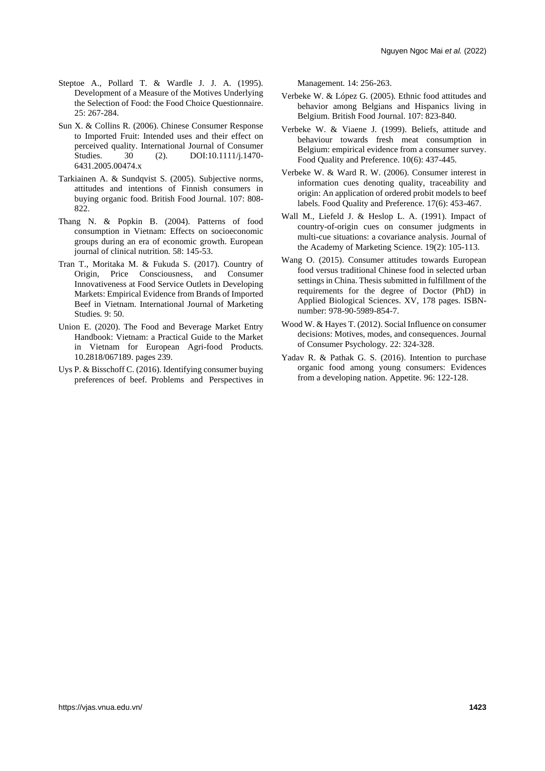Steptoe A., Pollard T. & Wardle J. J. A. (1995). Development of a Measure of the Motives Underlying the Selection of Food: the Food Choice Questionnaire. 25: 267-284.

Sun X. & Collins R. (2006). Chinese Consumer Response to Imported Fruit: Intended uses and their effect on perceived quality. International Journal of Consumer Studies. 30 (2). DOI:10.1111/j.1470-6431.2005.00474.x

Tarkiainen A. & Sundqvist S. (2005). Subjective norms, attitudes and intentions of Finnish consumers in buying organic food. British Food Journal. 107: 808-822.

Thang N. & Popkin B. (2004). Patterns of food consumption in Vietnam: Effects on socioeconomic groups during an era of economic growth. European journal of clinical nutrition. 58: 145-53.

Tran T., Moritaka M. & Fukuda S. (2017). Country of Origin, Price Consciousness, and Consumer Innovativeness at Food Service Outlets in Developing Markets: Empirical Evidence from Brands of Imported Beef in Vietnam. International Journal of Marketing Studies. 9: 50.

Union E. (2020). The Food and Beverage Market Entry Handbook: Vietnam: a Practical Guide to the Market in Vietnam for European Agri-food Products. 10.2818/067189. pages 239.

Uys P. & Bisschoff C. (2016). Identifying consumer buying preferences of beef. Problems and Perspectives in Management. 14: 256-263.

Verbeke W. & López G. (2005). Ethnic food attitudes and behavior among Belgians and Hispanics living in Belgium. British Food Journal. 107: 823-840.

Verbeke W. & Viaene J. (1999). Beliefs, attitude and behaviour towards fresh meat consumption in Belgium: empirical evidence from a consumer survey. Food Quality and Preference. 10(6): 437-445.

Verbeke W. & Ward R. W. (2006). Consumer interest in information cues denoting quality, traceability and origin: An application of ordered probit models to beef labels. Food Quality and Preference. 17(6): 453-467.

Wall M., Liefeld J. & Heslop L. A. (1991). Impact of country-of-origin cues on consumer judgments in multi-cue situations: a covariance analysis. Journal of the Academy of Marketing Science. 19(2): 105-113.

Wang O. (2015). Consumer attitudes towards European food versus traditional Chinese food in selected urban settings in China. Thesis submitted in fulfillment of the requirements for the degree of Doctor (PhD) in Applied Biological Sciences. XV, 178 pages. ISBN-number: 978-90-5989-854-7.

Wood W. & Hayes T. (2012). Social Influence on consumer decisions: Motives, modes, and consequences. Journal of Consumer Psychology. 22: 324-328.

Yadav R. & Pathak G. S. (2016). Intention to purchase organic food among young consumers: Evidences from a developing nation. Appetite. 96: 122-128.